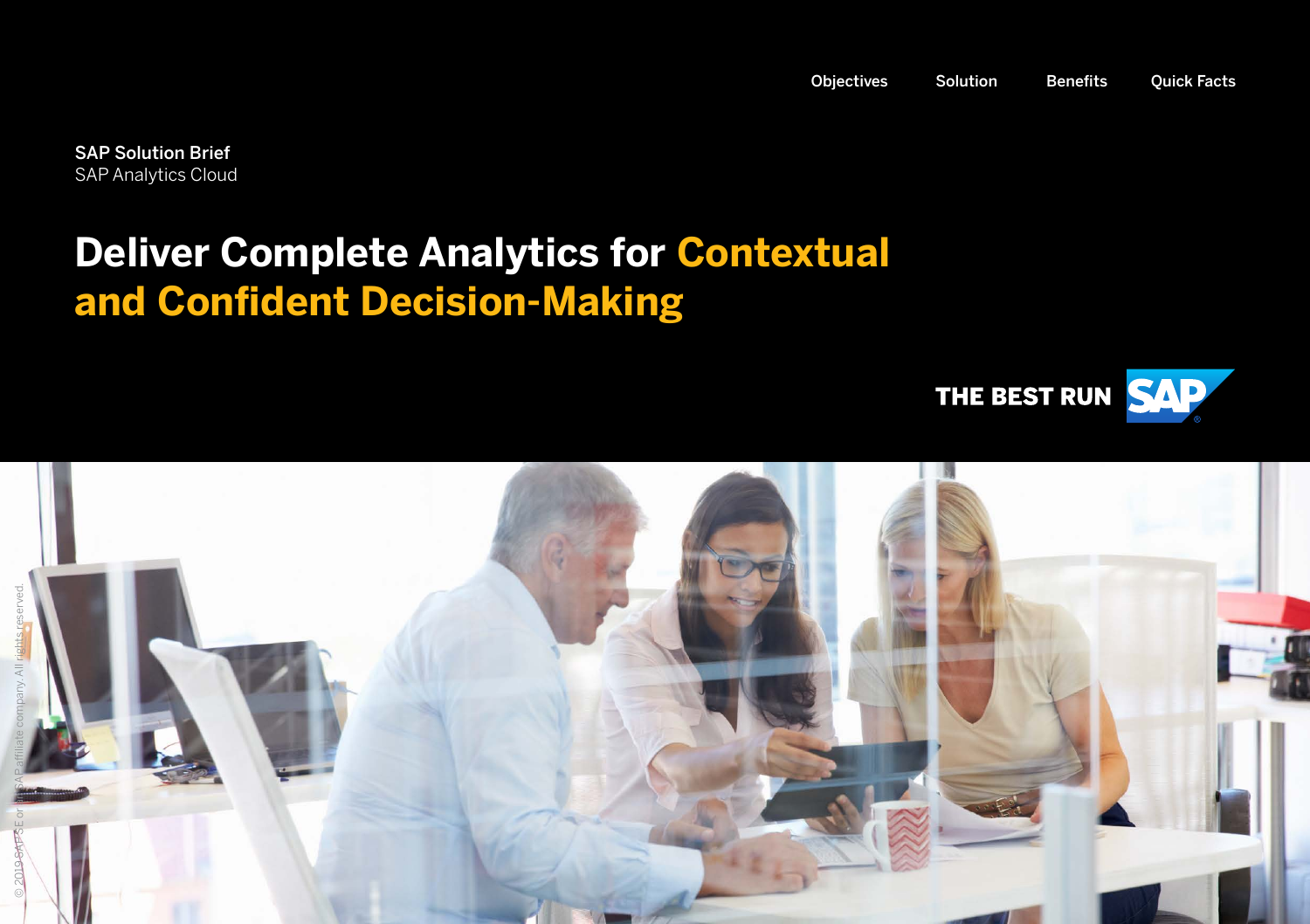Objectives Solution Benefits Quick Facts

**SAP Solution Brief**
SAP Analytics Cloud

# Deliver Complete Analytics for Contextual and Confident Decision-Making

THE BEST RUN SAP

© 2019 SAP SE or an SAP affiliate company. All rights reserved.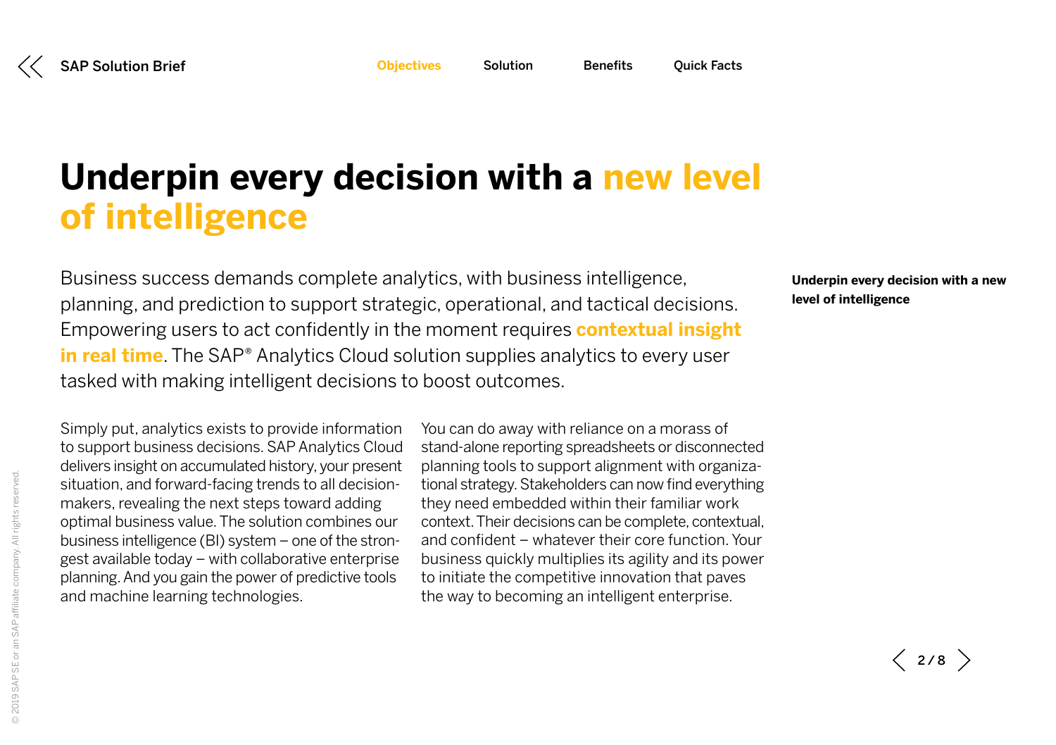# Underpin every decision with a new level of intelligence

Business success demands complete analytics, with business intelligence, planning, and prediction to support strategic, operational, and tactical decisions. Empowering users to act confidently in the moment requires **contextual insight in real time**. The SAP® Analytics Cloud solution supplies analytics to every user tasked with making intelligent decisions to boost outcomes.

Simply put, analytics exists to provide information to support business decisions. SAP Analytics Cloud delivers insight on accumulated history, your present situation, and forward-facing trends to all decision-makers, revealing the next steps toward adding optimal business value. The solution combines our business intelligence (BI) system – one of the strongest available today – with collaborative enterprise planning. And you gain the power of predictive tools and machine learning technologies.

You can do away with reliance on a morass of stand-alone reporting spreadsheets or disconnected planning tools to support alignment with organizational strategy. Stakeholders can now find everything they need embedded within their familiar work context. Their decisions can be complete, contextual, and confident – whatever their core function. Your business quickly multiplies its agility and its power to initiate the competitive innovation that paves the way to becoming an intelligent enterprise.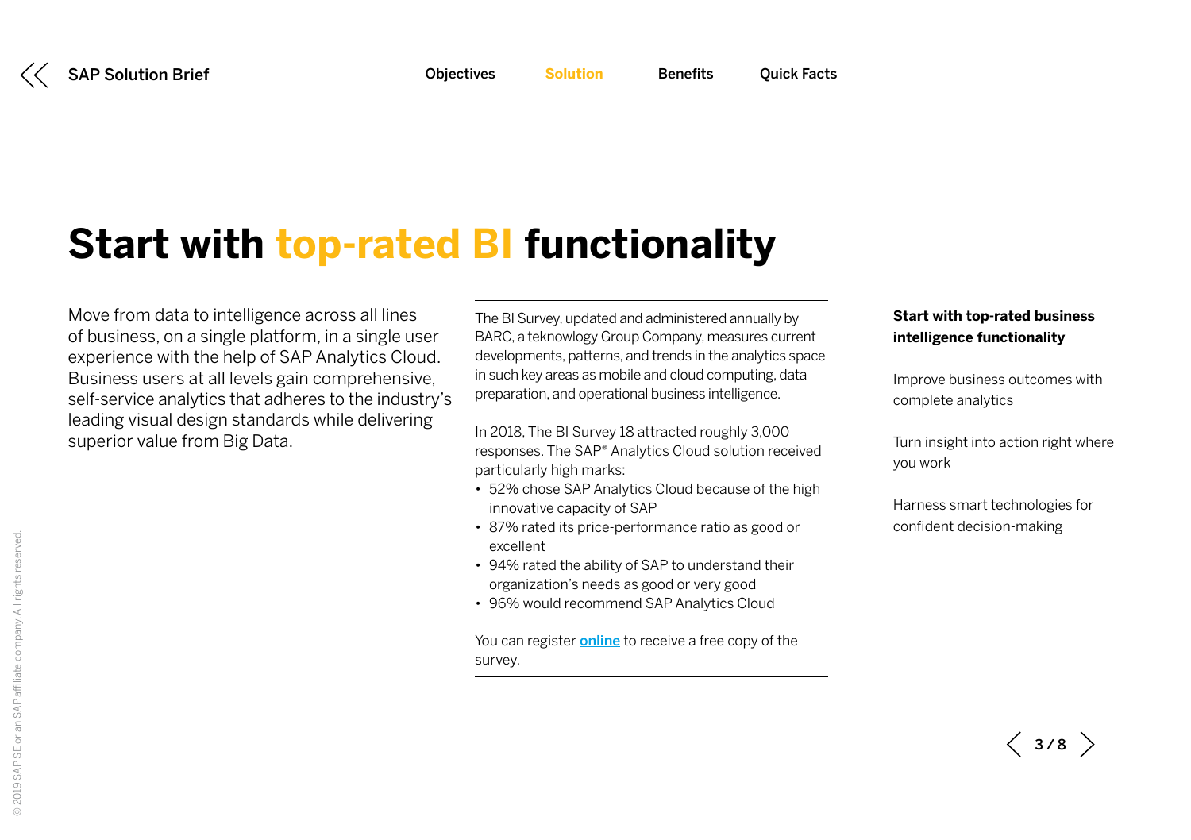# Start with top-rated BI functionality

Move from data to intelligence across all lines of business, on a single platform, in a single user experience with the help of SAP Analytics Cloud. Business users at all levels gain comprehensive, self-service analytics that adheres to the industry's leading visual design standards while delivering superior value from Big Data.

The BI Survey, updated and administered annually by BARC, a teknowlogy Group Company, measures current developments, patterns, and trends in the analytics space in such key areas as mobile and cloud computing, data preparation, and operational business intelligence.

In 2018, The BI Survey 18 attracted roughly 3,000 responses. The SAP® Analytics Cloud solution received particularly high marks:

- 52% chose SAP Analytics Cloud because of the high innovative capacity of SAP
- 87% rated its price-performance ratio as good or excellent
- 94% rated the ability of SAP to understand their organization's needs as good or very good
- 96% would recommend SAP Analytics Cloud

You can register online to receive a free copy of the survey.

**Start with top-rated business intelligence functionality**

Improve business outcomes with complete analytics

Turn insight into action right where you work

Harness smart technologies for confident decision-making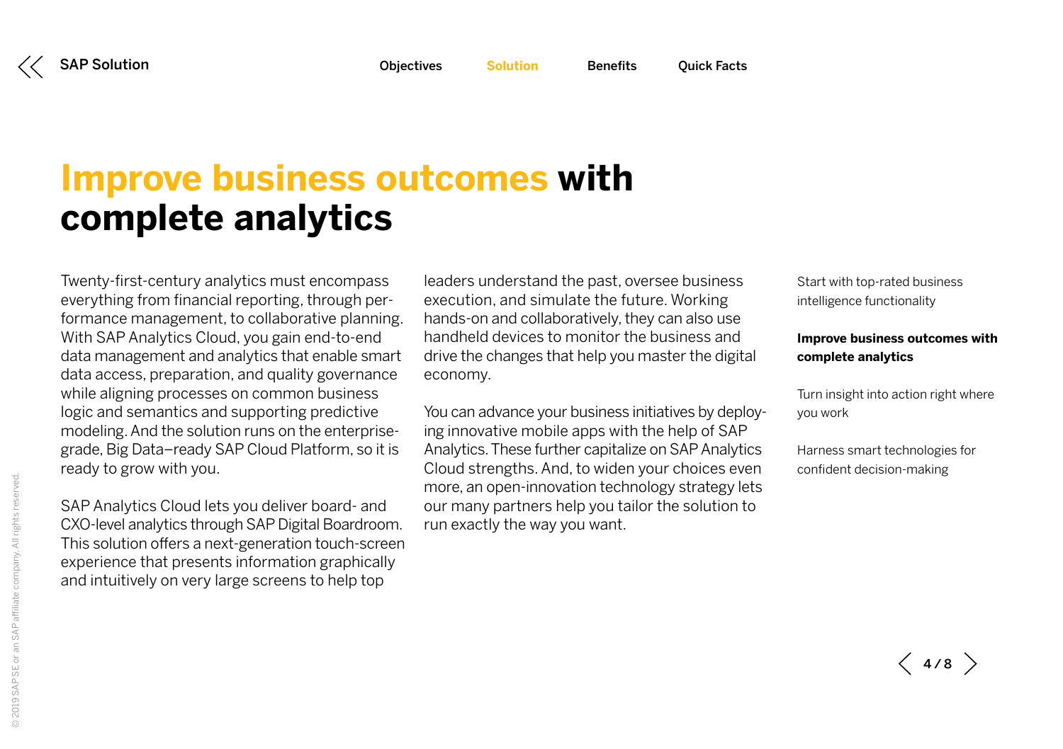# Improve business outcomes with complete analytics

Twenty-first-century analytics must encompass everything from financial reporting, through performance management, to collaborative planning. With SAP Analytics Cloud, you gain end-to-end data management and analytics that enable smart data access, preparation, and quality governance while aligning processes on common business logic and semantics and supporting predictive modeling. And the solution runs on the enterprise-grade, Big Data–ready SAP Cloud Platform, so it is ready to grow with you.

SAP Analytics Cloud lets you deliver board- and CXO-level analytics through SAP Digital Boardroom. This solution offers a next-generation touch-screen experience that presents information graphically and intuitively on very large screens to help top leaders understand the past, oversee business execution, and simulate the future. Working hands-on and collaboratively, they can also use handheld devices to monitor the business and drive the changes that help you master the digital economy.

You can advance your business initiatives by deploying innovative mobile apps with the help of SAP Analytics. These further capitalize on SAP Analytics Cloud strengths. And, to widen your choices even more, an open-innovation technology strategy lets our many partners help you tailor the solution to run exactly the way you want.

- Start with top-rated business intelligence functionality
- **Improve business outcomes with complete analytics**
- Turn insight into action right where you work
- Harness smart technologies for confident decision-making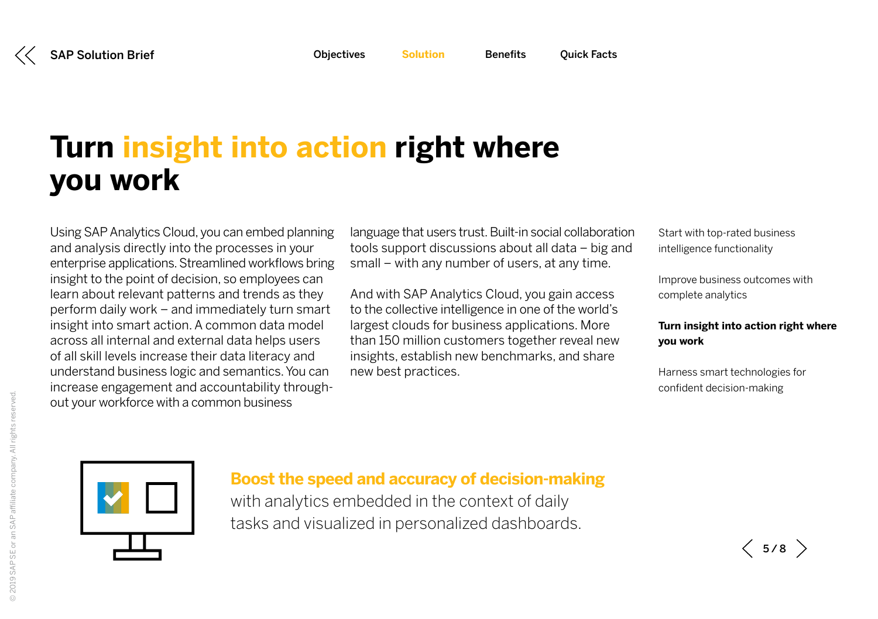# Turn insight into action right where you work

Using SAP Analytics Cloud, you can embed planning and analysis directly into the processes in your enterprise applications. Streamlined workflows bring insight to the point of decision, so employees can learn about relevant patterns and trends as they perform daily work – and immediately turn smart insight into smart action. A common data model across all internal and external data helps users of all skill levels increase their data literacy and understand business logic and semantics. You can increase engagement and accountability throughout your workforce with a common business language that users trust. Built-in social collaboration tools support discussions about all data – big and small – with any number of users, at any time.

And with SAP Analytics Cloud, you gain access to the collective intelligence in one of the world's largest clouds for business applications. More than 150 million customers together reveal new insights, establish new benchmarks, and share new best practices.

Start with top-rated business intelligence functionality

Improve business outcomes with complete analytics

**Turn insight into action right where you work**

Harness smart technologies for confident decision-making

**Boost the speed and accuracy of decision-making** with analytics embedded in the context of daily tasks and visualized in personalized dashboards.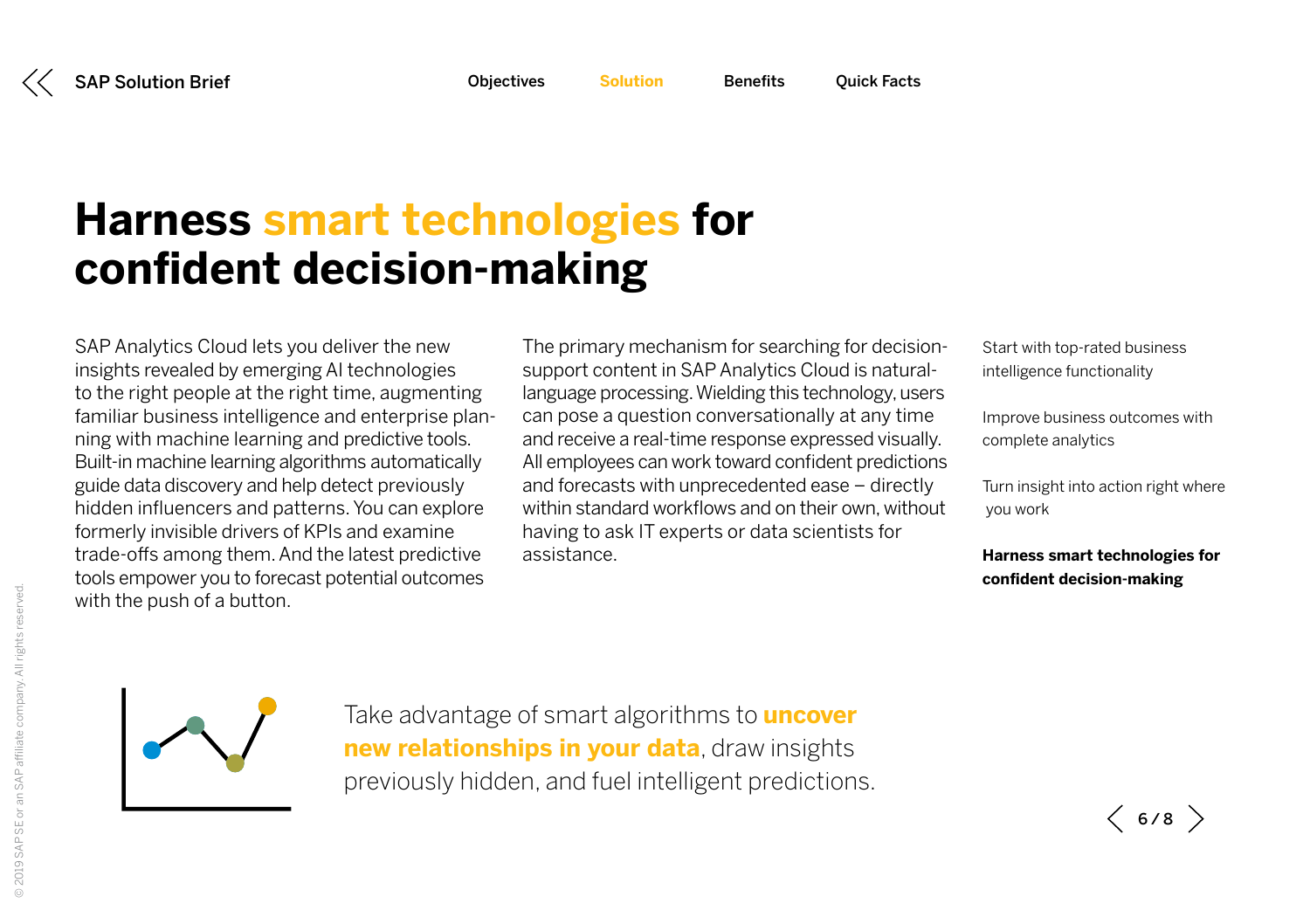# Harness smart technologies for confident decision-making

SAP Analytics Cloud lets you deliver the new insights revealed by emerging AI technologies to the right people at the right time, augmenting familiar business intelligence and enterprise planning with machine learning and predictive tools. Built-in machine learning algorithms automatically guide data discovery and help detect previously hidden influencers and patterns. You can explore formerly invisible drivers of KPIs and examine trade-offs among them. And the latest predictive tools empower you to forecast potential outcomes with the push of a button.

The primary mechanism for searching for decision-support content in SAP Analytics Cloud is natural-language processing. Wielding this technology, users can pose a question conversationally at any time and receive a real-time response expressed visually. All employees can work toward confident predictions and forecasts with unprecedented ease – directly within standard workflows and on their own, without having to ask IT experts or data scientists for assistance.

Start with top-rated business intelligence functionality

Improve business outcomes with complete analytics

Turn insight into action right where you work

**Harness smart technologies for confident decision-making**

Take advantage of smart algorithms to **uncover new relationships in your data**, draw insights previously hidden, and fuel intelligent predictions.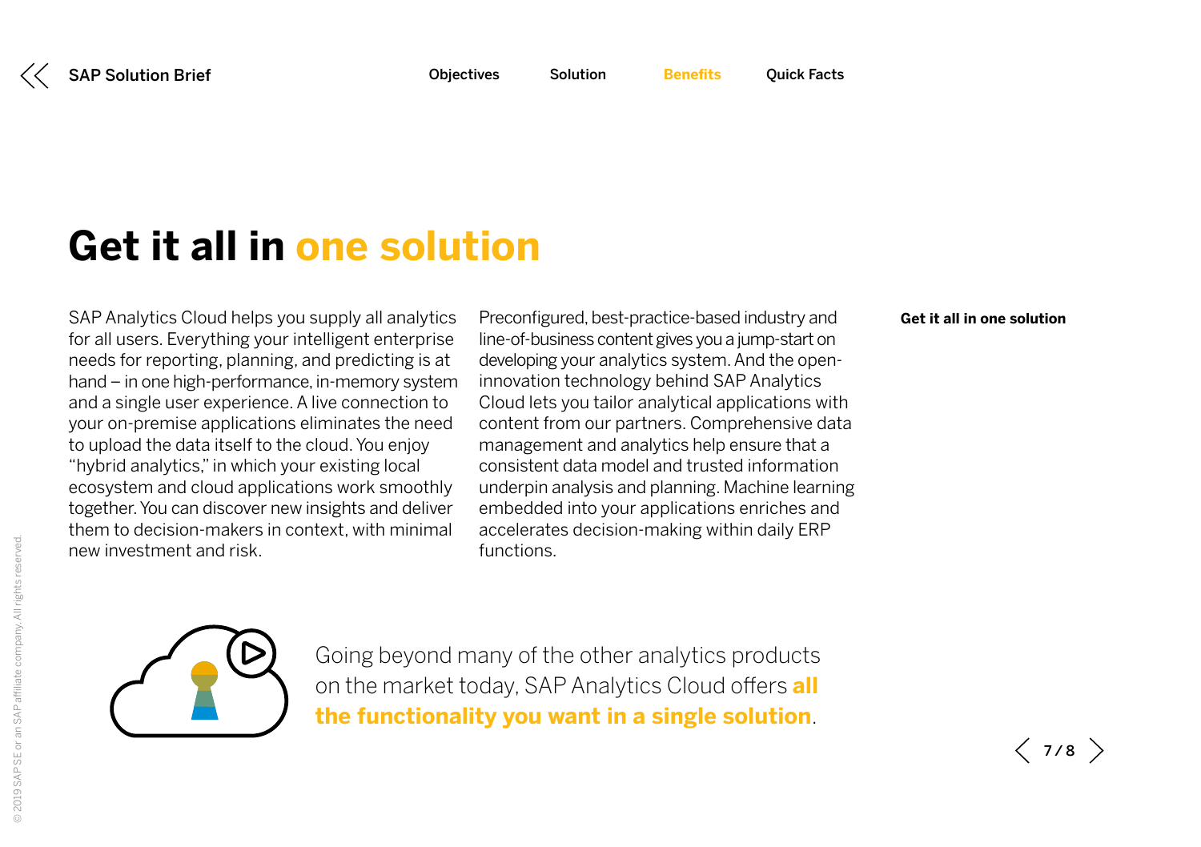# Get it all in one solution

SAP Analytics Cloud helps you supply all analytics for all users. Everything your intelligent enterprise needs for reporting, planning, and predicting is at hand – in one high-performance, in-memory system and a single user experience. A live connection to your on-premise applications eliminates the need to upload the data itself to the cloud. You enjoy "hybrid analytics," in which your existing local ecosystem and cloud applications work smoothly together. You can discover new insights and deliver them to decision-makers in context, with minimal new investment and risk.

Preconfigured, best-practice-based industry and line-of-business content gives you a jump-start on developing your analytics system. And the open-innovation technology behind SAP Analytics Cloud lets you tailor analytical applications with content from our partners. Comprehensive data management and analytics help ensure that a consistent data model and trusted information underpin analysis and planning. Machine learning embedded into your applications enriches and accelerates decision-making within daily ERP functions.

**Get it all in one solution**

Going beyond many of the other analytics products on the market today, SAP Analytics Cloud offers **all the functionality you want in a single solution**.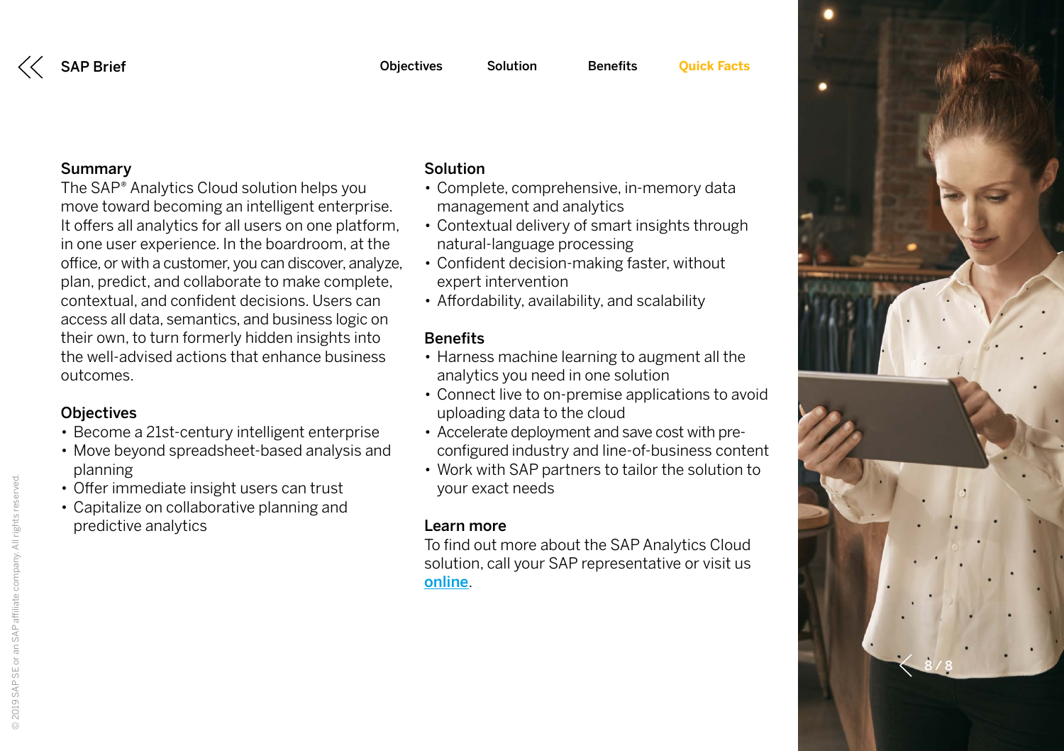## Summary

The SAP® Analytics Cloud solution helps you move toward becoming an intelligent enterprise. It offers all analytics for all users on one platform, in one user experience. In the boardroom, at the office, or with a customer, you can discover, analyze, plan, predict, and collaborate to make complete, contextual, and confident decisions. Users can access all data, semantics, and business logic on their own, to turn formerly hidden insights into the well-advised actions that enhance business outcomes.

## Objectives

- Become a 21st-century intelligent enterprise
- Move beyond spreadsheet-based analysis and planning
- Offer immediate insight users can trust
- Capitalize on collaborative planning and predictive analytics

## Solution

- Complete, comprehensive, in-memory data management and analytics
- Contextual delivery of smart insights through natural-language processing
- Confident decision-making faster, without expert intervention
- Affordability, availability, and scalability

## Benefits

- Harness machine learning to augment all the analytics you need in one solution
- Connect live to on-premise applications to avoid uploading data to the cloud
- Accelerate deployment and save cost with pre-configured industry and line-of-business content
- Work with SAP partners to tailor the solution to your exact needs

## Learn more

To find out more about the SAP Analytics Cloud solution, call your SAP representative or visit us online.

© 2019 SAP SE or an SAP affiliate company. All rights reserved.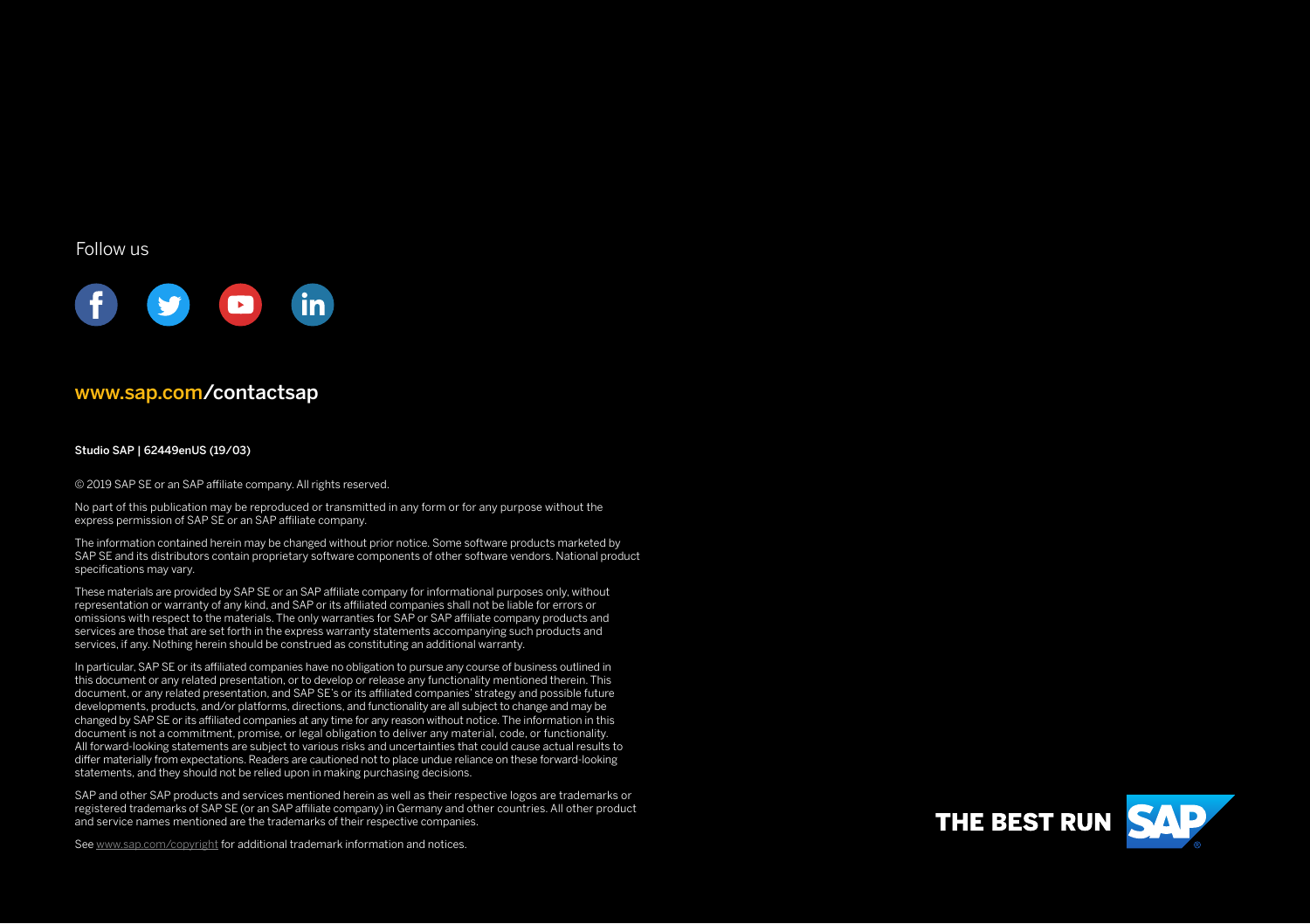Follow us

**www.sap.com/contactsap**

**Studio SAP | 62449enUS (19/03)**

© 2019 SAP SE or an SAP affiliate company. All rights reserved.

No part of this publication may be reproduced or transmitted in any form or for any purpose without the express permission of SAP SE or an SAP affiliate company.

The information contained herein may be changed without prior notice. Some software products marketed by SAP SE and its distributors contain proprietary software components of other software vendors. National product specifications may vary.

These materials are provided by SAP SE or an SAP affiliate company for informational purposes only, without representation or warranty of any kind, and SAP or its affiliated companies shall not be liable for errors or omissions with respect to the materials. The only warranties for SAP or SAP affiliate company products and services are those that are set forth in the express warranty statements accompanying such products and services, if any. Nothing herein should be construed as constituting an additional warranty.

In particular, SAP SE or its affiliated companies have no obligation to pursue any course of business outlined in this document or any related presentation, or to develop or release any functionality mentioned therein. This document, or any related presentation, and SAP SE's or its affiliated companies' strategy and possible future developments, products, and/or platforms, directions, and functionality are all subject to change and may be changed by SAP SE or its affiliated companies at any time for any reason without notice. The information in this document is not a commitment, promise, or legal obligation to deliver any material, code, or functionality. All forward-looking statements are subject to various risks and uncertainties that could cause actual results to differ materially from expectations. Readers are cautioned not to place undue reliance on these forward-looking statements, and they should not be relied upon in making purchasing decisions.

SAP and other SAP products and services mentioned herein as well as their respective logos are trademarks or registered trademarks of SAP SE (or an SAP affiliate company) in Germany and other countries. All other product and service names mentioned are the trademarks of their respective companies.

See www.sap.com/copyright for additional trademark information and notices.

THE BEST RUN SAP